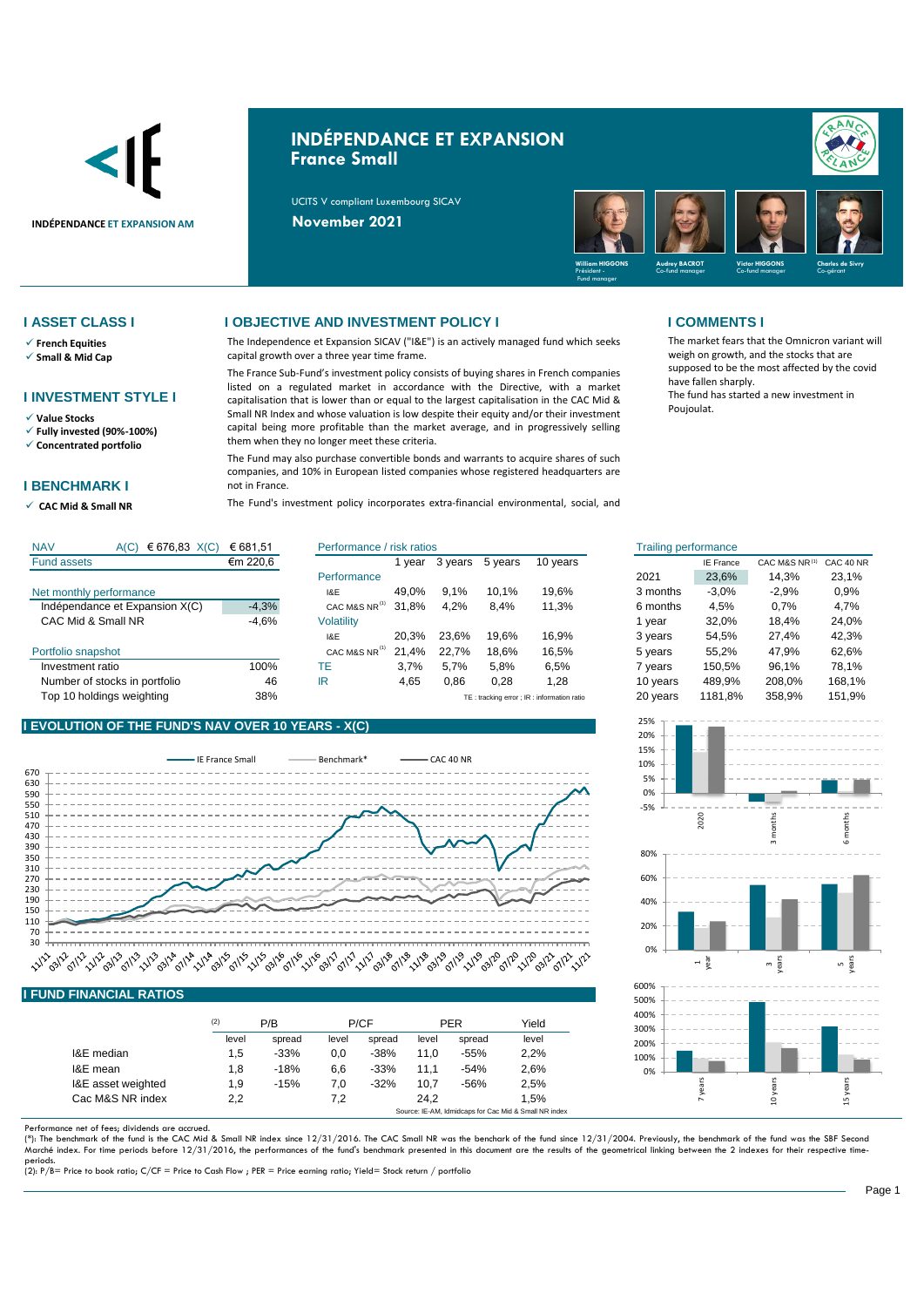INDÉPENDANCE ET EXPANSION AM

# INDÉPENDANCE ET EXPANSION
## France Small

UCITS V compliant Luxembourg SICAV

**November 2021**

William HIGGONS Président - Fund manager
Audrey BACROT Co-fund manager
Victor HIGGONS Co-fund manager
Charles de Sivry Co-gérant

## I ASSET CLASS I

- French Equities
- Small & Mid Cap

## I INVESTMENT STYLE I

- Value Stocks
- Fully invested (90%-100%)
- Concentrated portfolio

## I BENCHMARK I

- CAC Mid & Small NR

## I OBJECTIVE AND INVESTMENT POLICY I

The Independence et Expansion SICAV ("I&E") is an actively managed fund which seeks capital growth over a three year time frame.

The France Sub-Fund's investment policy consists of buying shares in French companies listed on a regulated market in accordance with the Directive, with a market capitalisation that is lower than or equal to the largest capitalisation in the CAC Mid & Small NR Index and whose valuation is low despite their equity and/or their investment capital being more profitable than the market average, and in progressively selling them when they no longer meet these criteria.

The Fund may also purchase convertible bonds and warrants to acquire shares of such companies, and 10% in European listed companies whose registered headquarters are not in France.

The Fund's investment policy incorporates extra-financial environmental, social, and

## I COMMENTS I

The market fears that the Omnicron variant will weigh on growth, and the stocks that are supposed to be the most affected by the covid have fallen sharply.
The fund has started a new investment in Poujoulat.

| NAV | A(C) € 676,83 X(C) | € 681,51 |
|---|---|---|
| Fund assets | | €m 220,6 |
| Net monthly performance | | |
| Indépendance et Expansion X(C) | | -4,3% |
| CAC Mid & Small NR | | -4,6% |
| Portfolio snapshot | | |
| Investment ratio | | 100% |
| Number of stocks in portfolio | | 46 |
| Top 10 holdings weighting | | 38% |

**Performance / risk ratios**

| | 1 year | 3 years | 5 years | 10 years |
|---|---|---|---|---|
| Performance | | | | |
| I&E | 49,0% | 9,1% | 10,1% | 19,6% |
| CAC M&S NR (1) | 31,8% | 4,2% | 8,4% | 11,3% |
| Volatility | | | | |
| I&E | 20,3% | 23,6% | 19,6% | 16,9% |
| CAC M&S NR (1) | 21,4% | 22,7% | 18,6% | 16,5% |
| TE | 3,7% | 5,7% | 5,8% | 6,5% |
| IR | 4,65 | 0,86 | 0,28 | 1,28 |

TE : tracking error ; IR : information ratio

**Trailing performance**

| | IE France | CAC M&S NR (1) | CAC 40 NR |
|---|---|---|---|
| 2021 | 23,6% | 14,3% | 23,1% |
| 3 months | -3,0% | -2,9% | 0,9% |
| 6 months | 4,5% | 0,7% | 4,7% |
| 1 year | 32,0% | 18,4% | 24,0% |
| 3 years | 54,5% | 27,4% | 42,3% |
| 5 years | 55,2% | 47,9% | 62,6% |
| 7 years | 150,5% | 96,1% | 78,1% |
| 10 years | 489,9% | 208,0% | 168,1% |
| 20 years | 1181,8% | 358,9% | 151,9% |

## I EVOLUTION OF THE FUND'S NAV OVER 10 YEARS - X(C)

IE France Small — Benchmark* — CAC 40 NR

670 630 590 550 510 470 430 390 350 310 270 230 190 150 110 70 30

11/11 03/12 07/12 11/12 03/13 07/13 11/13 03/14 07/14 11/14 03/15 07/15 11/15 03/16 07/16 11/16 03/17 07/17 11/17 03/18 07/18 11/18 03/19 07/19 11/19 03/20 07/20 11/20 03/21 07/21 11/21

25% 20% 15% 10% 5% 0% -5%
2020 3 months 6 months

80% 60% 40% 20% 0%
1 year 3 years 5 years

600% 500% 400% 300% 200% 100% 0%
7 years 10 years 15 years

## I FUND FINANCIAL RATIOS

| (2) | P/B | | P/CF | | PER | | Yield |
|---|---|---|---|---|---|---|---|
| | level | spread | level | spread | level | spread | level |
| I&E median | 1,5 | -33% | 0,0 | -38% | 11,0 | -55% | 2,2% |
| I&E mean | 1,8 | -18% | 6,6 | -33% | 11,1 | -54% | 2,6% |
| I&E asset weighted | 1,9 | -15% | 7,0 | -32% | 10,7 | -56% | 2,5% |
| Cac M&S NR index | 2,2 | | 7,2 | | 24,2 | | 1,5% |

Source: IE-AM, Idmidcaps for Cac Mid & Small NR index

Performance net of fees; dividends are accrued.
(*): The benchmark of the fund is the CAC Mid & Small NR index since 12/31/2016. The CAC Small NR was the benchark of the fund since 12/31/2004. Previously, the benchmark of the fund was the SBF Second Marché index. For time periods before 12/31/2016, the performances of the fund's benchmark presented in this document are the results of the geometrical linking between the 2 indexes for their respective time-periods.
(2): P/B= Price to book ratio; C/CF = Price to Cash Flow ; PER = Price earning ratio; Yield= Stock return / portfolio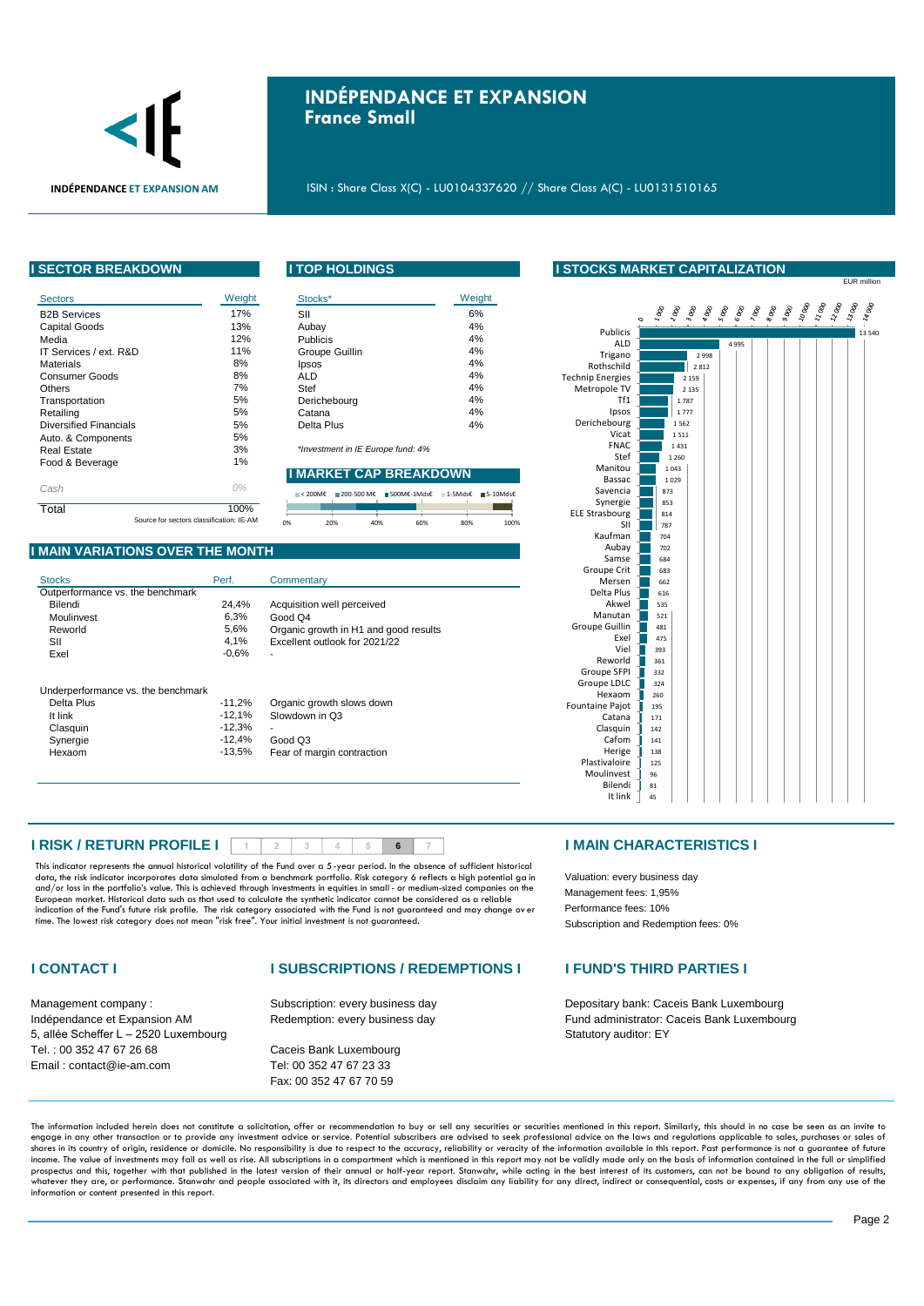# INDÉPENDANCE ET EXPANSION
## France Small

INDÉPENDANCE ET EXPANSION AM

ISIN : Share Class X(C) - LU0104337620 // Share Class A(C) - LU0131510165

## I SECTOR BREAKDOWN

| Sectors | Weight |
|---|---|
| B2B Services | 17% |
| Capital Goods | 13% |
| Media | 12% |
| IT Services / ext. R&D | 11% |
| Materials | 8% |
| Consumer Goods | 8% |
| Others | 7% |
| Transportation | 5% |
| Retailing | 5% |
| Diversified Financials | 5% |
| Auto. & Components | 5% |
| Real Estate | 3% |
| Food & Beverage | 1% |
| *Cash* | *0%* |
| Total | 100% |

Source for sectors classification: IE-AM

## I TOP HOLDINGS

| Stocks* | Weight |
|---|---|
| SII | 6% |
| Aubay | 4% |
| Publicis | 4% |
| Groupe Guillin | 4% |
| Ipsos | 4% |
| ALD | 4% |
| Stef | 4% |
| Derichebourg | 4% |
| Catana | 4% |
| Delta Plus | 4% |

*\*Investment in IE Europe fund: 4%*

## I MARKET CAP BREAKDOWN

< 200M€ | 200-500 M€ | 500M€-1Mds€ | 1-5Mds€ | 5-10Mds€

0% 20% 40% 60% 80% 100%

## I STOCKS MARKET CAPITALIZATION

EUR million

0 1 000 2 000 3 000 4 000 5 000 6 000 7 000 8 000 9 000 10 000 11 000 12 000 13 000 14 000

Publicis 13 540
ALD 4 995
Trigano 2 998
Rothschild 2 812
Technip Energies 2 159
Metropole TV 2 135
Tf1 1 787
Ipsos 1 777
Derichebourg 1 562
Vicat 1 511
FNAC 1 431
Stef 1 260
Manitou 1 043
Bassac 1 029
Savencia 873
Synergie 853
ELE Strasbourg 814
SII 787
Kaufman 704
Aubay 702
Samse 684
Groupe Crit 683
Mersen 662
Delta Plus 616
Akwel 535
Manutan 521
Groupe Guillin 481
Exel 475
Viel 393
Reworld 361
Groupe SFPI 332
Groupe LDLC 324
Hexaom 260
Fountaine Pajot 195
Catana 171
Clasquin 142
Cafom 141
Herige 138
Plastivaloire 125
Moulinvest 96
Bilendi 81
It link 45

## I MAIN VARIATIONS OVER THE MONTH

| Stocks | Perf. | Commentary |
|---|---|---|
| **Outperformance vs. the benchmark** | | |
| Bilendi | 24,4% | Acquisition well perceived |
| Moulinvest | 6,3% | Good Q4 |
| Reworld | 5,6% | Organic growth in H1 and good results |
| SII | 4,1% | Excellent outlook for 2021/22 |
| Exel | -0,6% | - |
| **Underperformance vs. the benchmark** | | |
| Delta Plus | -11,2% | Organic growth slows down |
| It link | -12,1% | Slowdown in Q3 |
| Clasquin | -12,3% | - |
| Synergie | -12,4% | Good Q3 |
| Hexaom | -13,5% | Fear of margin contraction |

## I RISK / RETURN PROFILE I

1 2 3 4 5 **6** 7

This indicator represents the annual historical volatility of the Fund over a 5-year period. In the absence of sufficient historical data, the risk indicator incorporates data simulated from a benchmark portfolio. Risk category 6 reflects a high potential gain and/or loss in the portfolio's value. This is achieved through investments in equities in small - or medium-sized companies on the European market. Historical data such as that used to calculate the synthetic indicator cannot be considered as a reliable indication of the Fund's future risk profile. The risk category associated with the Fund is not guaranteed and may change over time. The lowest risk category does not mean "risk free". Your initial investment is not guaranteed.

## I MAIN CHARACTERISTICS I

Valuation: every business day

Management fees: 1,95%

Performance fees: 10%

Subscription and Redemption fees: 0%

## I CONTACT I

Management company :
Indépendance et Expansion AM
5, allée Scheffer L – 2520 Luxembourg
Tel. : 00 352 47 67 26 68
Email : contact@ie-am.com

## I SUBSCRIPTIONS / REDEMPTIONS I

Subscription: every business day
Redemption: every business day

Caceis Bank Luxembourg
Tel: 00 352 47 67 23 33
Fax: 00 352 47 67 70 59

## I FUND'S THIRD PARTIES I

Depositary bank: Caceis Bank Luxembourg
Fund administrator: Caceis Bank Luxembourg
Statutory auditor: EY

The information included herein does not constitute a solicitation, offer or recommendation to buy or sell any securities or securities mentioned in this report. Similarly, this should in no case be seen as an invite to engage in any other transaction or to provide any investment advice or service. Potential subscribers are advised to seek professional advice on the laws and regulations applicable to sales, purchases or sales of shares in its country of origin, residence or domicile. No responsibility is due to respect to the accuracy, reliability or veracity of the information available in this report. Past performance is not a guarantee of future income. The value of investments may fall as well as rise. All subscriptions in a compartment which is mentioned in this report may not be validly made only on the basis of information contained in the full or simplified prospectus and this, together with that published in the latest version of their annual or half-year report. Stanwahr, while acting in the best interest of its customers, can not be bound to any obligation of results, whatever they are, or performance. Stanwahr and people associated with it, its directors and employees disclaim any liability for any direct, indirect or consequential, costs or expenses, if any from any use of the information or content presented in this report.